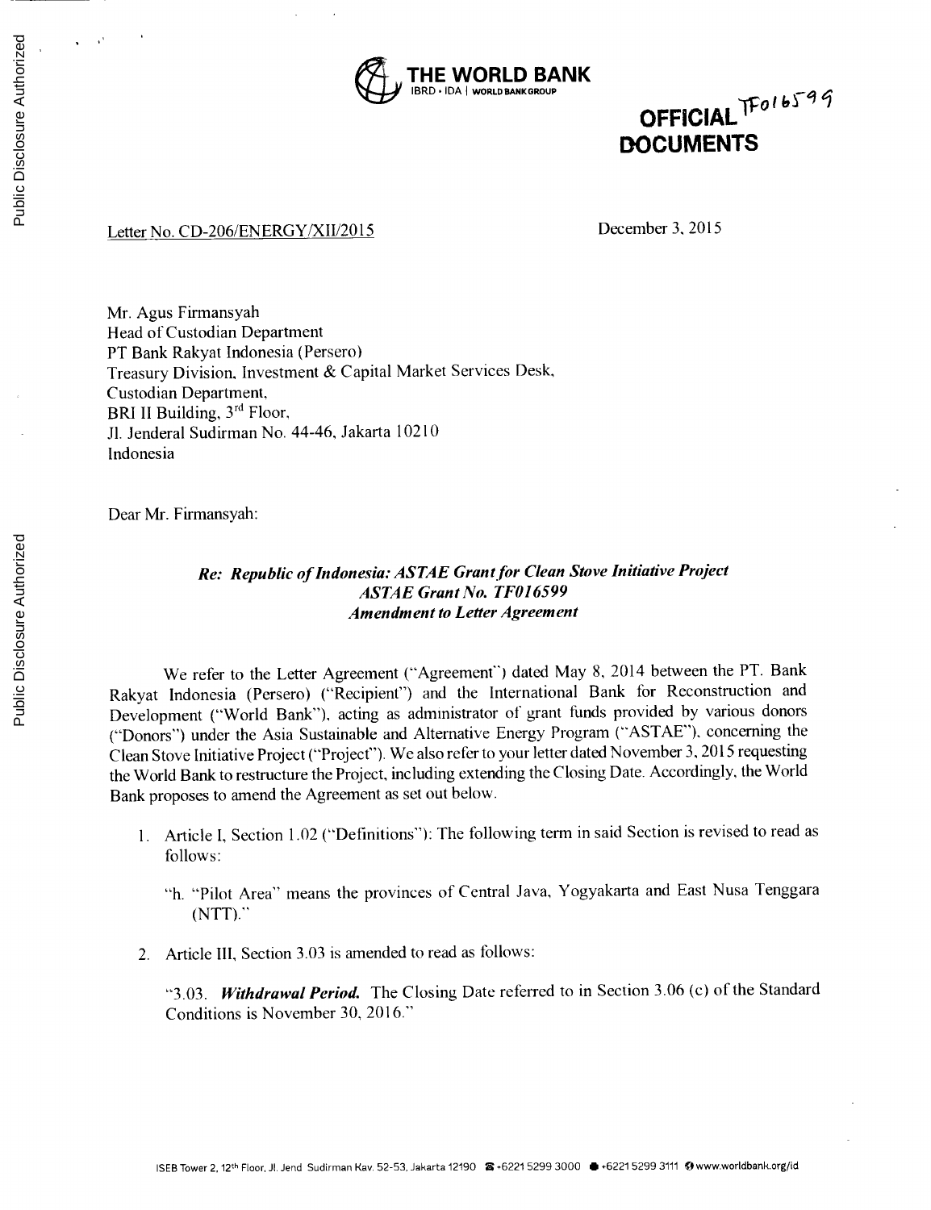THE WORLD BANK
IBRD • IDA | WORLD BANK GROUP

OFFICIAL DOCUMENTS TF016599

Letter No. CD-206/ENERGY/XII/2015

December 3, 2015

Mr. Agus Firmansyah
Head of Custodian Department
PT Bank Rakyat Indonesia (Persero)
Treasury Division, Investment & Capital Market Services Desk,
Custodian Department,
BRI II Building, 3rd Floor,
Jl. Jenderal Sudirman No. 44-46, Jakarta 10210
Indonesia

Dear Mr. Firmansyah:

***Re: Republic of Indonesia: ASTAE Grant for Clean Stove Initiative Project***
***ASTAE Grant No. TF016599***
***Amendment to Letter Agreement***

We refer to the Letter Agreement ("Agreement") dated May 8, 2014 between the PT. Bank Rakyat Indonesia (Persero) ("Recipient") and the International Bank for Reconstruction and Development ("World Bank"), acting as administrator of grant funds provided by various donors ("Donors") under the Asia Sustainable and Alternative Energy Program ("ASTAE"), concerning the Clean Stove Initiative Project ("Project"). We also refer to your letter dated November 3, 2015 requesting the World Bank to restructure the Project, including extending the Closing Date. Accordingly, the World Bank proposes to amend the Agreement as set out below.

1. Article I, Section 1.02 ("Definitions"): The following term in said Section is revised to read as follows:

   "h. "Pilot Area" means the provinces of Central Java, Yogyakarta and East Nusa Tenggara (NTT)."

2. Article III, Section 3.03 is amended to read as follows:

   "3.03. ***Withdrawal Period.*** The Closing Date referred to in Section 3.06 (c) of the Standard Conditions is November 30, 2016."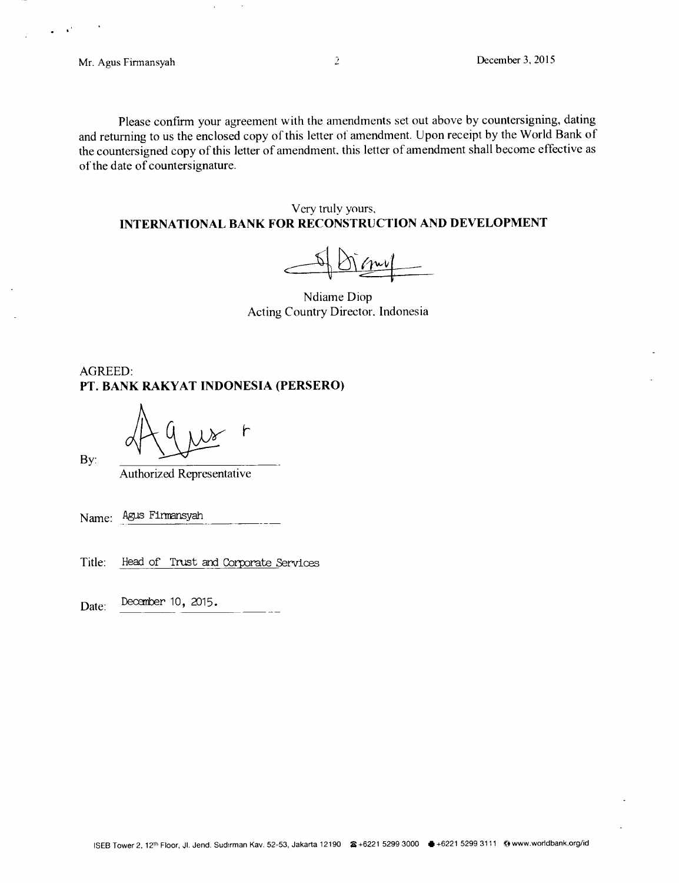Please confirm your agreement with the amendments set out above by countersigning, dating and returning to us the enclosed copy of this letter of amendment. Upon receipt by the World Bank of the countersigned copy of this letter of amendment, this letter of amendment shall become effective as of the date of countersignature.

Very truly yours,

**INTERNATIONAL BANK FOR RECONSTRUCTION AND DEVELOPMENT**

Ndiame Diop
Acting Country Director, Indonesia

AGREED:

**PT. BANK RAKYAT INDONESIA (PERSERO)**

By: \_\_\_\_\_\_\_\_\_\_\_\_\_\_\_\_\_\_\_\_
Authorized Representative

Name: Agus Firmansyah

Title: Head of Trust and Corporate Services

Date: December 10, 2015.

ISEB Tower 2, 12th Floor, Jl. Jend. Sudirman Kav. 52-53, Jakarta 12190 +6221 5299 3000 +6221 5299 3111 www.worldbank.org/id